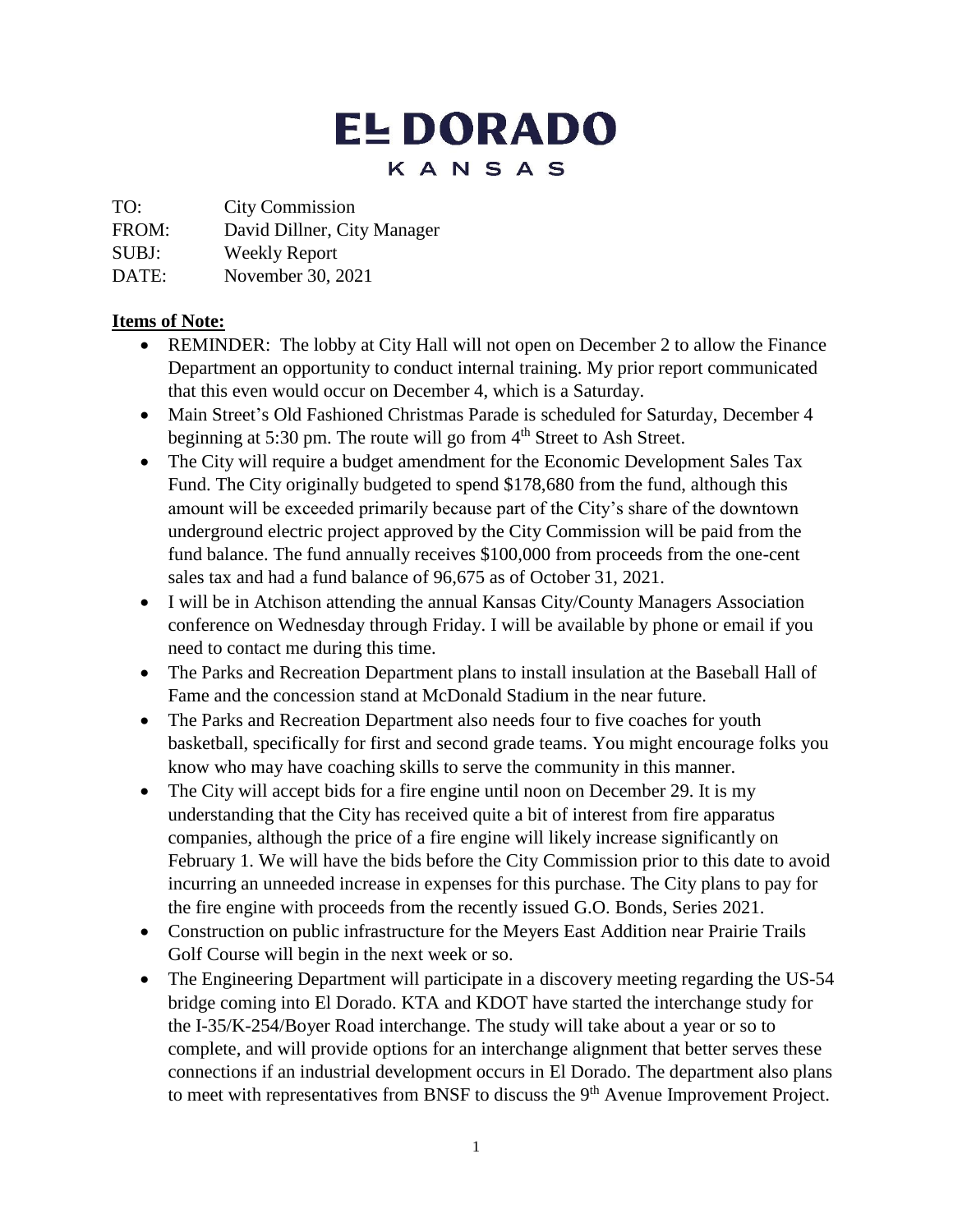# EL DORADO
## KANSAS

TO: City Commission
FROM: David Dillner, City Manager
SUBJ: Weekly Report
DATE: November 30, 2021

**Items of Note:**

- REMINDER: The lobby at City Hall will not open on December 2 to allow the Finance Department an opportunity to conduct internal training. My prior report communicated that this even would occur on December 4, which is a Saturday.
- Main Street's Old Fashioned Christmas Parade is scheduled for Saturday, December 4 beginning at 5:30 pm. The route will go from 4th Street to Ash Street.
- The City will require a budget amendment for the Economic Development Sales Tax Fund. The City originally budgeted to spend $178,680 from the fund, although this amount will be exceeded primarily because part of the City's share of the downtown underground electric project approved by the City Commission will be paid from the fund balance. The fund annually receives $100,000 from proceeds from the one-cent sales tax and had a fund balance of 96,675 as of October 31, 2021.
- I will be in Atchison attending the annual Kansas City/County Managers Association conference on Wednesday through Friday. I will be available by phone or email if you need to contact me during this time.
- The Parks and Recreation Department plans to install insulation at the Baseball Hall of Fame and the concession stand at McDonald Stadium in the near future.
- The Parks and Recreation Department also needs four to five coaches for youth basketball, specifically for first and second grade teams. You might encourage folks you know who may have coaching skills to serve the community in this manner.
- The City will accept bids for a fire engine until noon on December 29. It is my understanding that the City has received quite a bit of interest from fire apparatus companies, although the price of a fire engine will likely increase significantly on February 1. We will have the bids before the City Commission prior to this date to avoid incurring an unneeded increase in expenses for this purchase. The City plans to pay for the fire engine with proceeds from the recently issued G.O. Bonds, Series 2021.
- Construction on public infrastructure for the Meyers East Addition near Prairie Trails Golf Course will begin in the next week or so.
- The Engineering Department will participate in a discovery meeting regarding the US-54 bridge coming into El Dorado. KTA and KDOT have started the interchange study for the I-35/K-254/Boyer Road interchange. The study will take about a year or so to complete, and will provide options for an interchange alignment that better serves these connections if an industrial development occurs in El Dorado. The department also plans to meet with representatives from BNSF to discuss the 9th Avenue Improvement Project.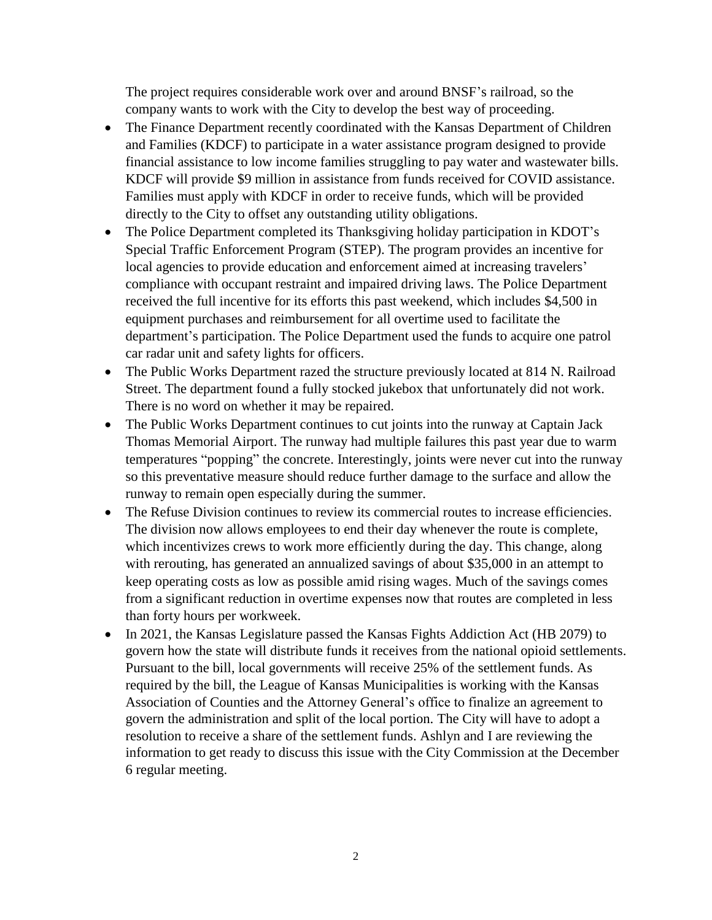The project requires considerable work over and around BNSF's railroad, so the company wants to work with the City to develop the best way of proceeding.

- The Finance Department recently coordinated with the Kansas Department of Children and Families (KDCF) to participate in a water assistance program designed to provide financial assistance to low income families struggling to pay water and wastewater bills. KDCF will provide $9 million in assistance from funds received for COVID assistance. Families must apply with KDCF in order to receive funds, which will be provided directly to the City to offset any outstanding utility obligations.
- The Police Department completed its Thanksgiving holiday participation in KDOT's Special Traffic Enforcement Program (STEP). The program provides an incentive for local agencies to provide education and enforcement aimed at increasing travelers' compliance with occupant restraint and impaired driving laws. The Police Department received the full incentive for its efforts this past weekend, which includes $4,500 in equipment purchases and reimbursement for all overtime used to facilitate the department's participation. The Police Department used the funds to acquire one patrol car radar unit and safety lights for officers.
- The Public Works Department razed the structure previously located at 814 N. Railroad Street. The department found a fully stocked jukebox that unfortunately did not work. There is no word on whether it may be repaired.
- The Public Works Department continues to cut joints into the runway at Captain Jack Thomas Memorial Airport. The runway had multiple failures this past year due to warm temperatures "popping" the concrete. Interestingly, joints were never cut into the runway so this preventative measure should reduce further damage to the surface and allow the runway to remain open especially during the summer.
- The Refuse Division continues to review its commercial routes to increase efficiencies. The division now allows employees to end their day whenever the route is complete, which incentivizes crews to work more efficiently during the day. This change, along with rerouting, has generated an annualized savings of about $35,000 in an attempt to keep operating costs as low as possible amid rising wages. Much of the savings comes from a significant reduction in overtime expenses now that routes are completed in less than forty hours per workweek.
- In 2021, the Kansas Legislature passed the Kansas Fights Addiction Act (HB 2079) to govern how the state will distribute funds it receives from the national opioid settlements. Pursuant to the bill, local governments will receive 25% of the settlement funds. As required by the bill, the League of Kansas Municipalities is working with the Kansas Association of Counties and the Attorney General's office to finalize an agreement to govern the administration and split of the local portion. The City will have to adopt a resolution to receive a share of the settlement funds. Ashlyn and I are reviewing the information to get ready to discuss this issue with the City Commission at the December 6 regular meeting.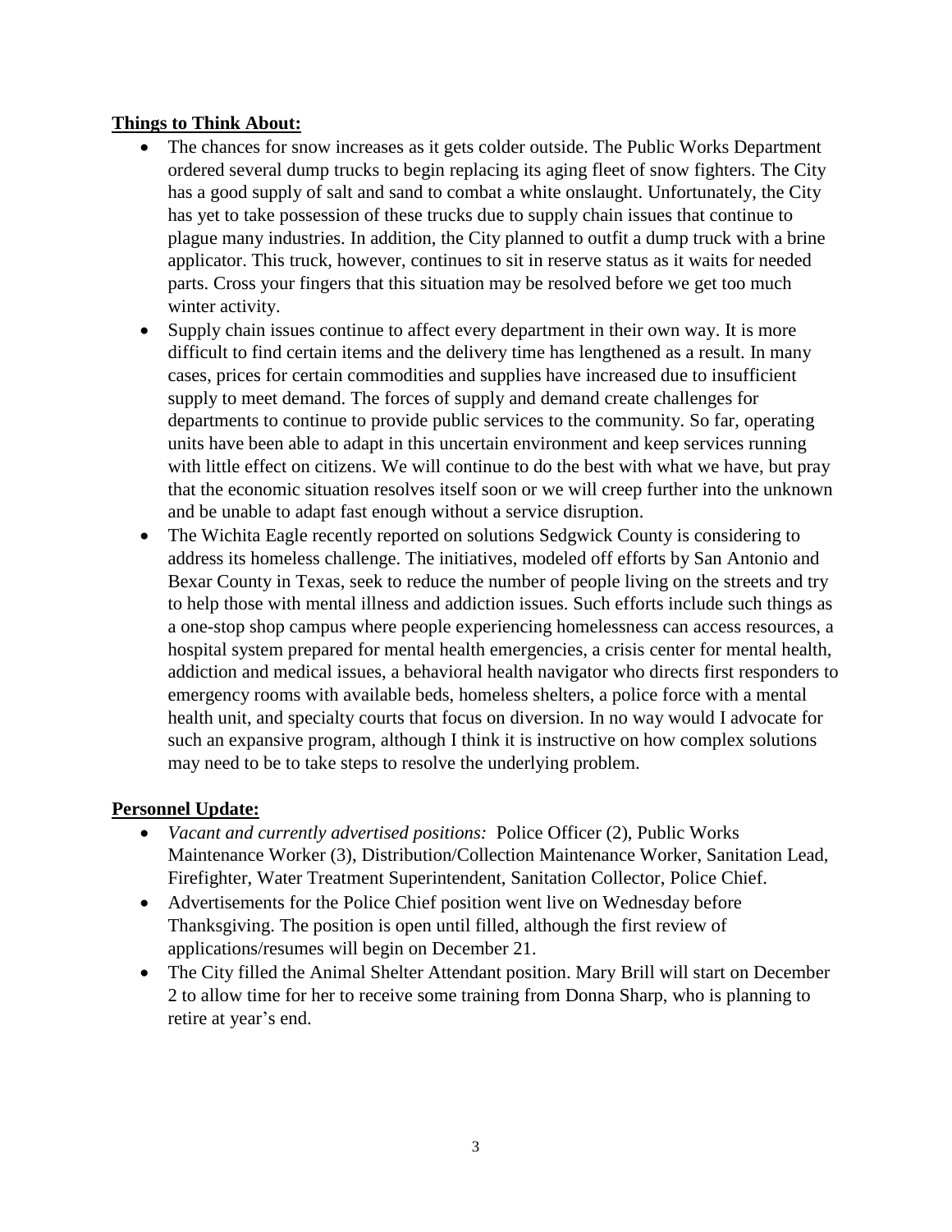**Things to Think About:**

- The chances for snow increases as it gets colder outside. The Public Works Department ordered several dump trucks to begin replacing its aging fleet of snow fighters. The City has a good supply of salt and sand to combat a white onslaught. Unfortunately, the City has yet to take possession of these trucks due to supply chain issues that continue to plague many industries. In addition, the City planned to outfit a dump truck with a brine applicator. This truck, however, continues to sit in reserve status as it waits for needed parts. Cross your fingers that this situation may be resolved before we get too much winter activity.
- Supply chain issues continue to affect every department in their own way. It is more difficult to find certain items and the delivery time has lengthened as a result. In many cases, prices for certain commodities and supplies have increased due to insufficient supply to meet demand. The forces of supply and demand create challenges for departments to continue to provide public services to the community. So far, operating units have been able to adapt in this uncertain environment and keep services running with little effect on citizens. We will continue to do the best with what we have, but pray that the economic situation resolves itself soon or we will creep further into the unknown and be unable to adapt fast enough without a service disruption.
- The Wichita Eagle recently reported on solutions Sedgwick County is considering to address its homeless challenge. The initiatives, modeled off efforts by San Antonio and Bexar County in Texas, seek to reduce the number of people living on the streets and try to help those with mental illness and addiction issues. Such efforts include such things as a one-stop shop campus where people experiencing homelessness can access resources, a hospital system prepared for mental health emergencies, a crisis center for mental health, addiction and medical issues, a behavioral health navigator who directs first responders to emergency rooms with available beds, homeless shelters, a police force with a mental health unit, and specialty courts that focus on diversion. In no way would I advocate for such an expansive program, although I think it is instructive on how complex solutions may need to be to take steps to resolve the underlying problem.

**Personnel Update:**

- *Vacant and currently advertised positions:* Police Officer (2), Public Works Maintenance Worker (3), Distribution/Collection Maintenance Worker, Sanitation Lead, Firefighter, Water Treatment Superintendent, Sanitation Collector, Police Chief.
- Advertisements for the Police Chief position went live on Wednesday before Thanksgiving. The position is open until filled, although the first review of applications/resumes will begin on December 21.
- The City filled the Animal Shelter Attendant position. Mary Brill will start on December 2 to allow time for her to receive some training from Donna Sharp, who is planning to retire at year's end.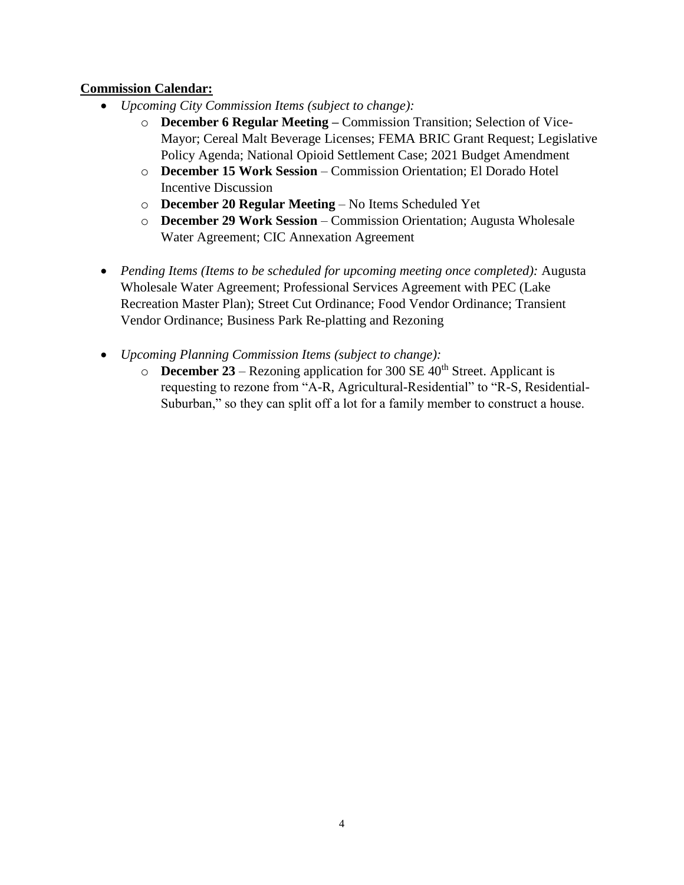**Commission Calendar:**

- *Upcoming City Commission Items (subject to change):*
    - **December 6 Regular Meeting –** Commission Transition; Selection of Vice-Mayor; Cereal Malt Beverage Licenses; FEMA BRIC Grant Request; Legislative Policy Agenda; National Opioid Settlement Case; 2021 Budget Amendment
    - **December 15 Work Session** – Commission Orientation; El Dorado Hotel Incentive Discussion
    - **December 20 Regular Meeting** – No Items Scheduled Yet
    - **December 29 Work Session** – Commission Orientation; Augusta Wholesale Water Agreement; CIC Annexation Agreement

- *Pending Items (Items to be scheduled for upcoming meeting once completed):* Augusta Wholesale Water Agreement; Professional Services Agreement with PEC (Lake Recreation Master Plan); Street Cut Ordinance; Food Vendor Ordinance; Transient Vendor Ordinance; Business Park Re-platting and Rezoning

- *Upcoming Planning Commission Items (subject to change):*
    - **December 23** – Rezoning application for 300 SE 40th Street. Applicant is requesting to rezone from "A-R, Agricultural-Residential" to "R-S, Residential-Suburban," so they can split off a lot for a family member to construct a house.